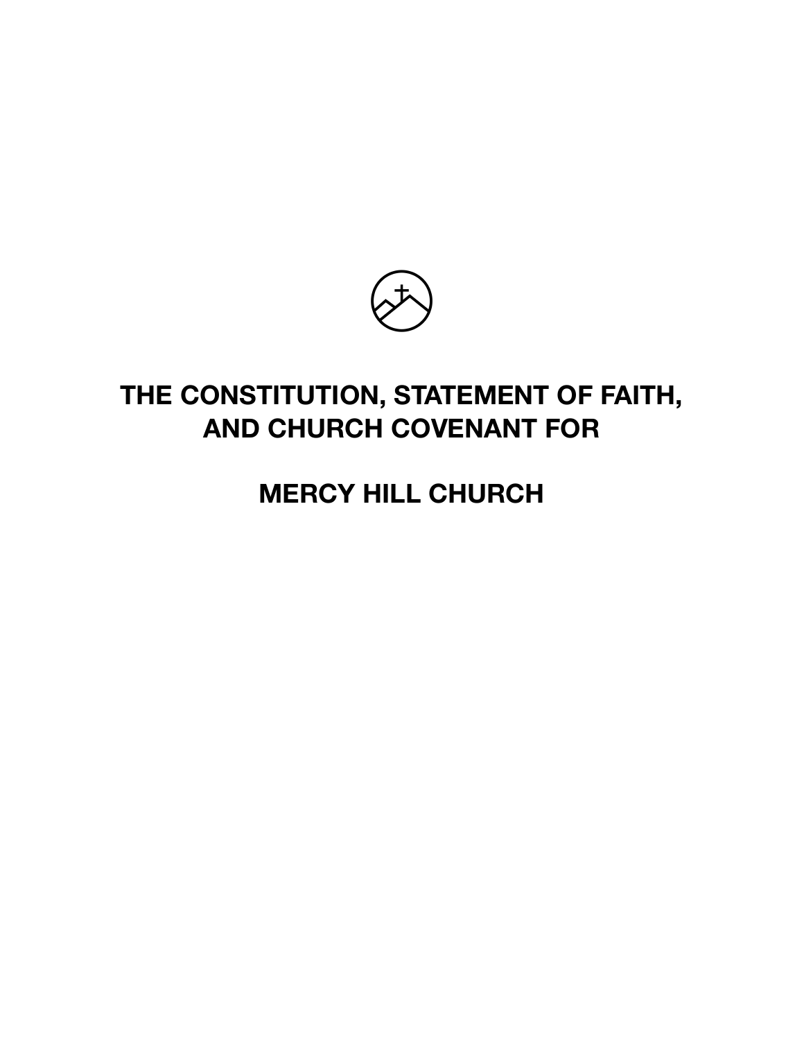# THE CONSTITUTION, STATEMENT OF FAITH, AND CHURCH COVENANT FOR

# MERCY HILL CHURCH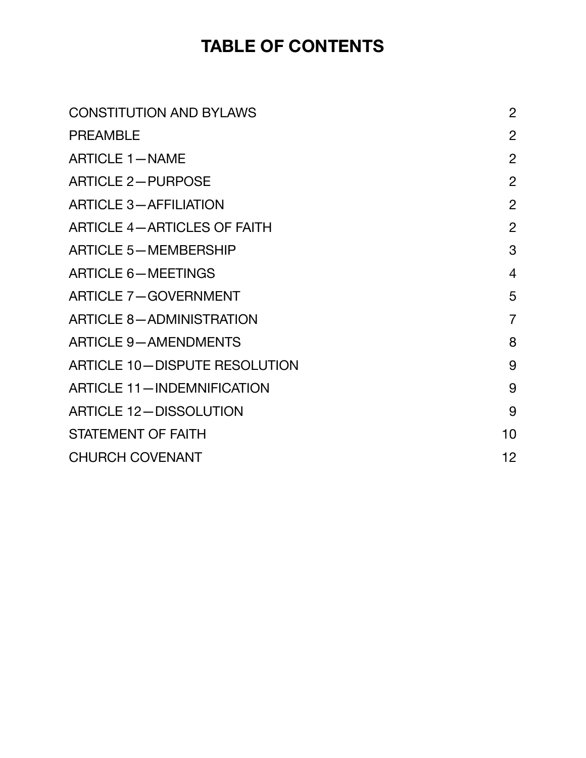# TABLE OF CONTENTS

| | |
|---|---|
| CONSTITUTION AND BYLAWS | 2 |
| PREAMBLE | 2 |
| ARTICLE 1—NAME | 2 |
| ARTICLE 2—PURPOSE | 2 |
| ARTICLE 3—AFFILIATION | 2 |
| ARTICLE 4—ARTICLES OF FAITH | 2 |
| ARTICLE 5—MEMBERSHIP | 3 |
| ARTICLE 6—MEETINGS | 4 |
| ARTICLE 7—GOVERNMENT | 5 |
| ARTICLE 8—ADMINISTRATION | 7 |
| ARTICLE 9—AMENDMENTS | 8 |
| ARTICLE 10—DISPUTE RESOLUTION | 9 |
| ARTICLE 11—INDEMNIFICATION | 9 |
| ARTICLE 12—DISSOLUTION | 9 |
| STATEMENT OF FAITH | 10 |
| CHURCH COVENANT | 12 |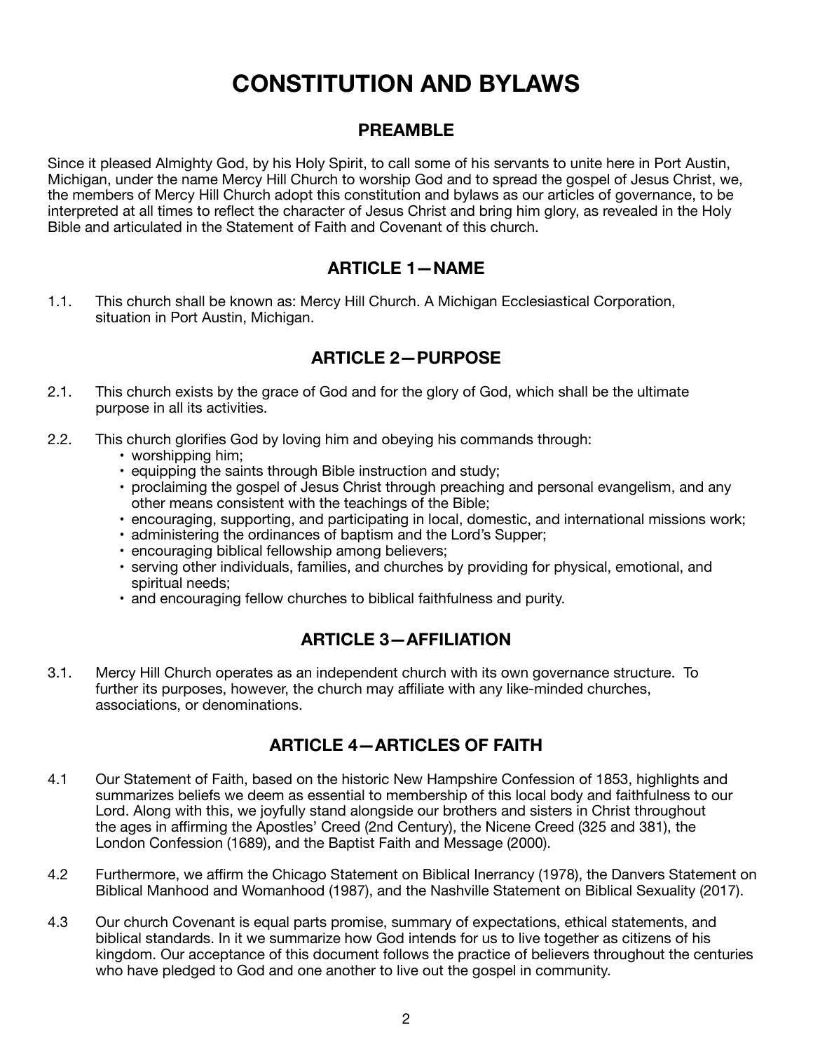# CONSTITUTION AND BYLAWS

## PREAMBLE

Since it pleased Almighty God, by his Holy Spirit, to call some of his servants to unite here in Port Austin, Michigan, under the name Mercy Hill Church to worship God and to spread the gospel of Jesus Christ, we, the members of Mercy Hill Church adopt this constitution and bylaws as our articles of governance, to be interpreted at all times to reflect the character of Jesus Christ and bring him glory, as revealed in the Holy Bible and articulated in the Statement of Faith and Covenant of this church.

## ARTICLE 1—NAME

1.1. This church shall be known as: Mercy Hill Church. A Michigan Ecclesiastical Corporation, situation in Port Austin, Michigan.

## ARTICLE 2—PURPOSE

2.1. This church exists by the grace of God and for the glory of God, which shall be the ultimate purpose in all its activities.

2.2. This church glorifies God by loving him and obeying his commands through:

- worshipping him;
- equipping the saints through Bible instruction and study;
- proclaiming the gospel of Jesus Christ through preaching and personal evangelism, and any other means consistent with the teachings of the Bible;
- encouraging, supporting, and participating in local, domestic, and international missions work;
- administering the ordinances of baptism and the Lord's Supper;
- encouraging biblical fellowship among believers;
- serving other individuals, families, and churches by providing for physical, emotional, and spiritual needs;
- and encouraging fellow churches to biblical faithfulness and purity.

## ARTICLE 3—AFFILIATION

3.1. Mercy Hill Church operates as an independent church with its own governance structure. To further its purposes, however, the church may affiliate with any like-minded churches, associations, or denominations.

## ARTICLE 4—ARTICLES OF FAITH

4.1 Our Statement of Faith, based on the historic New Hampshire Confession of 1853, highlights and summarizes beliefs we deem as essential to membership of this local body and faithfulness to our Lord. Along with this, we joyfully stand alongside our brothers and sisters in Christ throughout the ages in affirming the Apostles' Creed (2nd Century), the Nicene Creed (325 and 381), the London Confession (1689), and the Baptist Faith and Message (2000).

4.2 Furthermore, we affirm the Chicago Statement on Biblical Inerrancy (1978), the Danvers Statement on Biblical Manhood and Womanhood (1987), and the Nashville Statement on Biblical Sexuality (2017).

4.3 Our church Covenant is equal parts promise, summary of expectations, ethical statements, and biblical standards. In it we summarize how God intends for us to live together as citizens of his kingdom. Our acceptance of this document follows the practice of believers throughout the centuries who have pledged to God and one another to live out the gospel in community.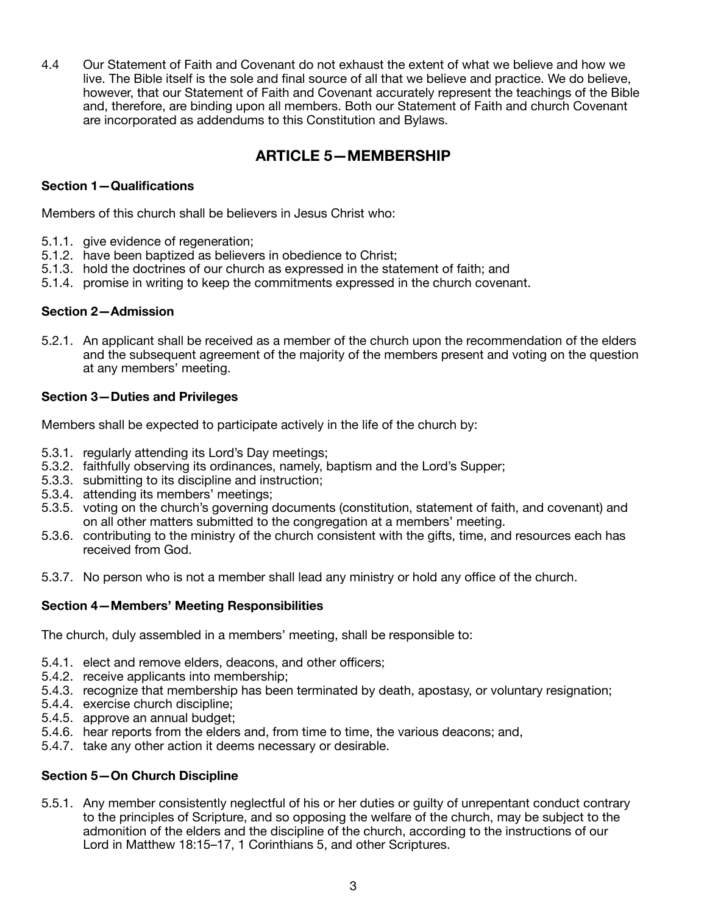4.4 Our Statement of Faith and Covenant do not exhaust the extent of what we believe and how we live. The Bible itself is the sole and final source of all that we believe and practice. We do believe, however, that our Statement of Faith and Covenant accurately represent the teachings of the Bible and, therefore, are binding upon all members. Both our Statement of Faith and church Covenant are incorporated as addendums to this Constitution and Bylaws.

## ARTICLE 5—MEMBERSHIP

### Section 1—Qualifications

Members of this church shall be believers in Jesus Christ who:

5.1.1. give evidence of regeneration;
5.1.2. have been baptized as believers in obedience to Christ;
5.1.3. hold the doctrines of our church as expressed in the statement of faith; and
5.1.4. promise in writing to keep the commitments expressed in the church covenant.

### Section 2—Admission

5.2.1. An applicant shall be received as a member of the church upon the recommendation of the elders and the subsequent agreement of the majority of the members present and voting on the question at any members' meeting.

### Section 3—Duties and Privileges

Members shall be expected to participate actively in the life of the church by:

5.3.1. regularly attending its Lord's Day meetings;
5.3.2. faithfully observing its ordinances, namely, baptism and the Lord's Supper;
5.3.3. submitting to its discipline and instruction;
5.3.4. attending its members' meetings;
5.3.5. voting on the church's governing documents (constitution, statement of faith, and covenant) and on all other matters submitted to the congregation at a members' meeting.
5.3.6. contributing to the ministry of the church consistent with the gifts, time, and resources each has received from God.

5.3.7. No person who is not a member shall lead any ministry or hold any office of the church.

### Section 4—Members' Meeting Responsibilities

The church, duly assembled in a members' meeting, shall be responsible to:

5.4.1. elect and remove elders, deacons, and other officers;
5.4.2. receive applicants into membership;
5.4.3. recognize that membership has been terminated by death, apostasy, or voluntary resignation;
5.4.4. exercise church discipline;
5.4.5. approve an annual budget;
5.4.6. hear reports from the elders and, from time to time, the various deacons; and,
5.4.7. take any other action it deems necessary or desirable.

### Section 5—On Church Discipline

5.5.1. Any member consistently neglectful of his or her duties or guilty of unrepentant conduct contrary to the principles of Scripture, and so opposing the welfare of the church, may be subject to the admonition of the elders and the discipline of the church, according to the instructions of our Lord in Matthew 18:15–17, 1 Corinthians 5, and other Scriptures.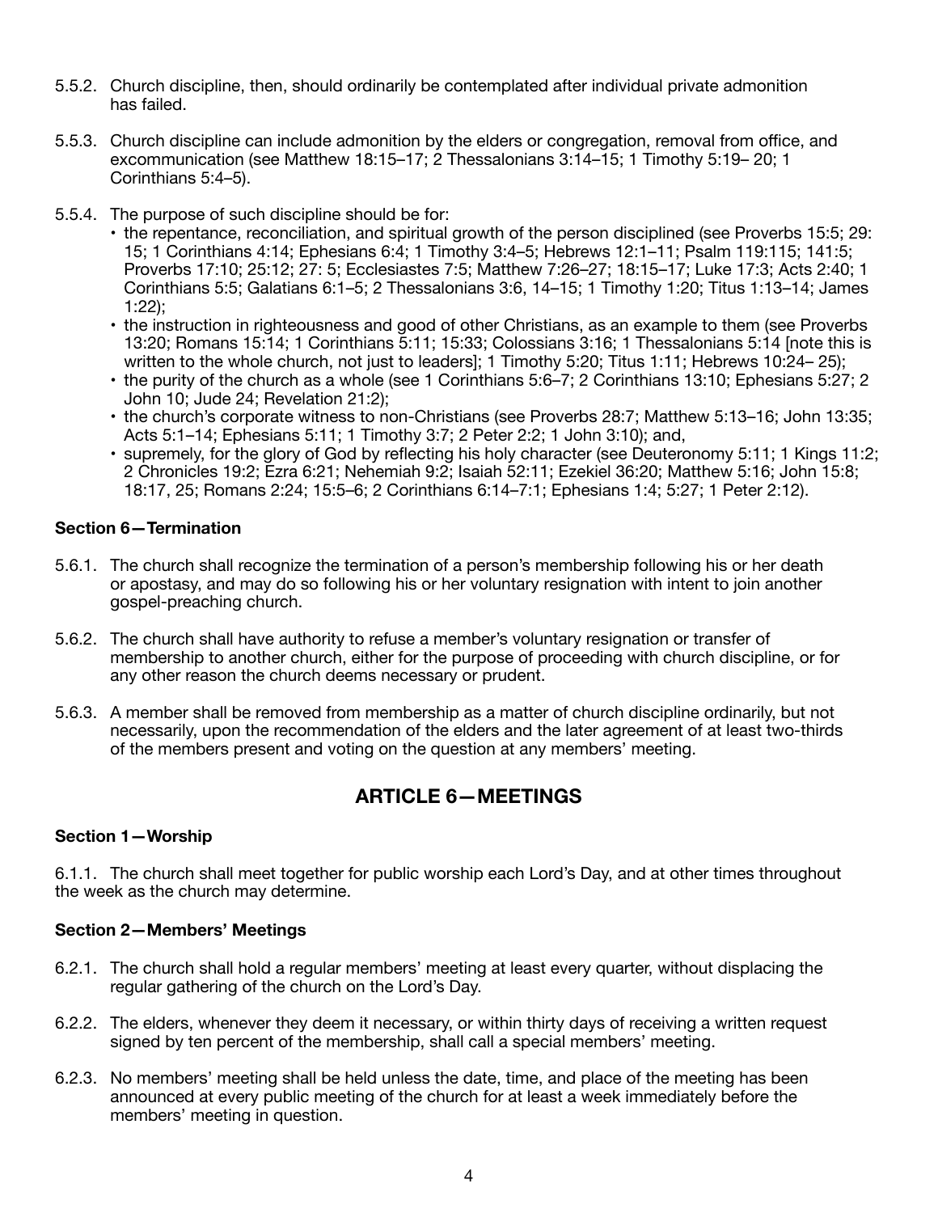5.5.2. Church discipline, then, should ordinarily be contemplated after individual private admonition has failed.

5.5.3. Church discipline can include admonition by the elders or congregation, removal from office, and excommunication (see Matthew 18:15–17; 2 Thessalonians 3:14–15; 1 Timothy 5:19– 20; 1 Corinthians 5:4–5).

5.5.4. The purpose of such discipline should be for:

- the repentance, reconciliation, and spiritual growth of the person disciplined (see Proverbs 15:5; 29: 15; 1 Corinthians 4:14; Ephesians 6:4; 1 Timothy 3:4–5; Hebrews 12:1–11; Psalm 119:115; 141:5; Proverbs 17:10; 25:12; 27: 5; Ecclesiastes 7:5; Matthew 7:26–27; 18:15–17; Luke 17:3; Acts 2:40; 1 Corinthians 5:5; Galatians 6:1–5; 2 Thessalonians 3:6, 14–15; 1 Timothy 1:20; Titus 1:13–14; James 1:22);
- the instruction in righteousness and good of other Christians, as an example to them (see Proverbs 13:20; Romans 15:14; 1 Corinthians 5:11; 15:33; Colossians 3:16; 1 Thessalonians 5:14 [note this is written to the whole church, not just to leaders]; 1 Timothy 5:20; Titus 1:11; Hebrews 10:24– 25);
- the purity of the church as a whole (see 1 Corinthians 5:6–7; 2 Corinthians 13:10; Ephesians 5:27; 2 John 10; Jude 24; Revelation 21:2);
- the church's corporate witness to non-Christians (see Proverbs 28:7; Matthew 5:13–16; John 13:35; Acts 5:1–14; Ephesians 5:11; 1 Timothy 3:7; 2 Peter 2:2; 1 John 3:10); and,
- supremely, for the glory of God by reflecting his holy character (see Deuteronomy 5:11; 1 Kings 11:2; 2 Chronicles 19:2; Ezra 6:21; Nehemiah 9:2; Isaiah 52:11; Ezekiel 36:20; Matthew 5:16; John 15:8; 18:17, 25; Romans 2:24; 15:5–6; 2 Corinthians 6:14–7:1; Ephesians 1:4; 5:27; 1 Peter 2:12).

**Section 6—Termination**

5.6.1. The church shall recognize the termination of a person's membership following his or her death or apostasy, and may do so following his or her voluntary resignation with intent to join another gospel-preaching church.

5.6.2. The church shall have authority to refuse a member's voluntary resignation or transfer of membership to another church, either for the purpose of proceeding with church discipline, or for any other reason the church deems necessary or prudent.

5.6.3. A member shall be removed from membership as a matter of church discipline ordinarily, but not necessarily, upon the recommendation of the elders and the later agreement of at least two-thirds of the members present and voting on the question at any members' meeting.

## ARTICLE 6—MEETINGS

**Section 1—Worship**

6.1.1. The church shall meet together for public worship each Lord's Day, and at other times throughout the week as the church may determine.

**Section 2—Members' Meetings**

6.2.1. The church shall hold a regular members' meeting at least every quarter, without displacing the regular gathering of the church on the Lord's Day.

6.2.2. The elders, whenever they deem it necessary, or within thirty days of receiving a written request signed by ten percent of the membership, shall call a special members' meeting.

6.2.3. No members' meeting shall be held unless the date, time, and place of the meeting has been announced at every public meeting of the church for at least a week immediately before the members' meeting in question.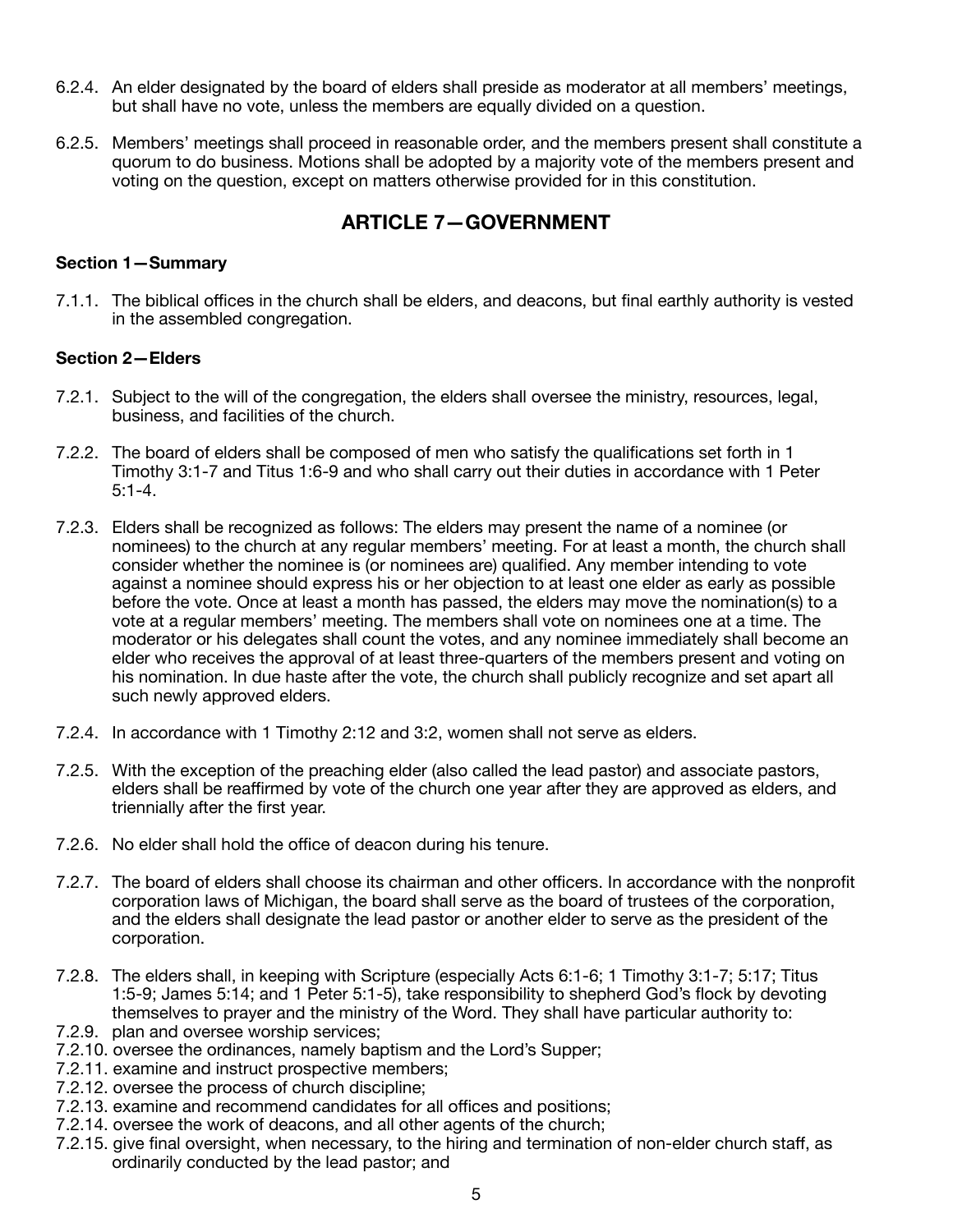6.2.4. An elder designated by the board of elders shall preside as moderator at all members' meetings, but shall have no vote, unless the members are equally divided on a question.

6.2.5. Members' meetings shall proceed in reasonable order, and the members present shall constitute a quorum to do business. Motions shall be adopted by a majority vote of the members present and voting on the question, except on matters otherwise provided for in this constitution.

## ARTICLE 7—GOVERNMENT

### Section 1—Summary

7.1.1. The biblical offices in the church shall be elders, and deacons, but final earthly authority is vested in the assembled congregation.

### Section 2—Elders

7.2.1. Subject to the will of the congregation, the elders shall oversee the ministry, resources, legal, business, and facilities of the church.

7.2.2. The board of elders shall be composed of men who satisfy the qualifications set forth in 1 Timothy 3:1-7 and Titus 1:6-9 and who shall carry out their duties in accordance with 1 Peter 5:1-4.

7.2.3. Elders shall be recognized as follows: The elders may present the name of a nominee (or nominees) to the church at any regular members' meeting. For at least a month, the church shall consider whether the nominee is (or nominees are) qualified. Any member intending to vote against a nominee should express his or her objection to at least one elder as early as possible before the vote. Once at least a month has passed, the elders may move the nomination(s) to a vote at a regular members' meeting. The members shall vote on nominees one at a time. The moderator or his delegates shall count the votes, and any nominee immediately shall become an elder who receives the approval of at least three-quarters of the members present and voting on his nomination. In due haste after the vote, the church shall publicly recognize and set apart all such newly approved elders.

7.2.4. In accordance with 1 Timothy 2:12 and 3:2, women shall not serve as elders.

7.2.5. With the exception of the preaching elder (also called the lead pastor) and associate pastors, elders shall be reaffirmed by vote of the church one year after they are approved as elders, and triennially after the first year.

7.2.6. No elder shall hold the office of deacon during his tenure.

7.2.7. The board of elders shall choose its chairman and other officers. In accordance with the nonprofit corporation laws of Michigan, the board shall serve as the board of trustees of the corporation, and the elders shall designate the lead pastor or another elder to serve as the president of the corporation.

7.2.8. The elders shall, in keeping with Scripture (especially Acts 6:1-6; 1 Timothy 3:1-7; 5:17; Titus 1:5-9; James 5:14; and 1 Peter 5:1-5), take responsibility to shepherd God's flock by devoting themselves to prayer and the ministry of the Word. They shall have particular authority to:

7.2.9. plan and oversee worship services;

7.2.10. oversee the ordinances, namely baptism and the Lord's Supper;

7.2.11. examine and instruct prospective members;

7.2.12. oversee the process of church discipline;

7.2.13. examine and recommend candidates for all offices and positions;

7.2.14. oversee the work of deacons, and all other agents of the church;

7.2.15. give final oversight, when necessary, to the hiring and termination of non-elder church staff, as ordinarily conducted by the lead pastor; and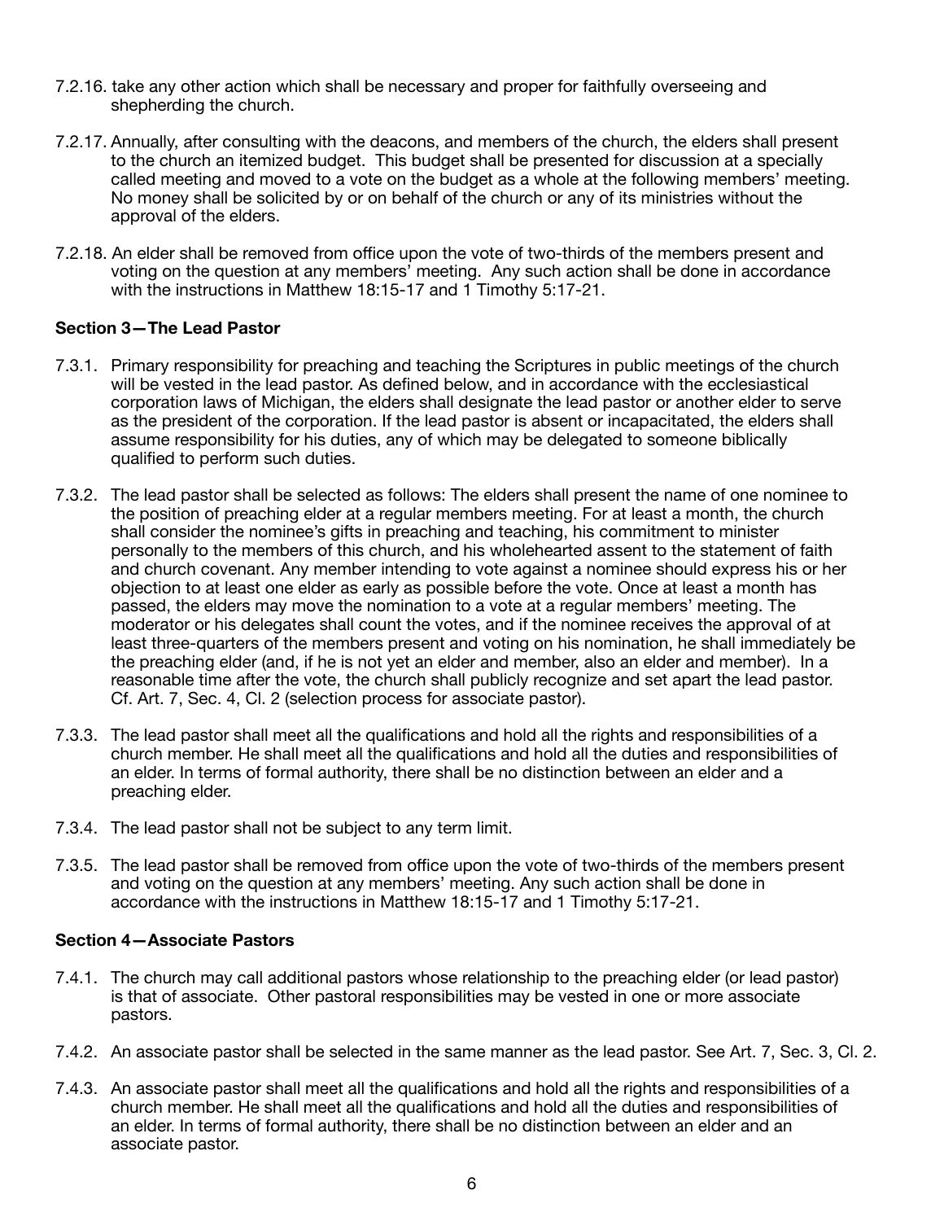7.2.16. take any other action which shall be necessary and proper for faithfully overseeing and shepherding the church.

7.2.17. Annually, after consulting with the deacons, and members of the church, the elders shall present to the church an itemized budget. This budget shall be presented for discussion at a specially called meeting and moved to a vote on the budget as a whole at the following members' meeting. No money shall be solicited by or on behalf of the church or any of its ministries without the approval of the elders.

7.2.18. An elder shall be removed from office upon the vote of two-thirds of the members present and voting on the question at any members' meeting. Any such action shall be done in accordance with the instructions in Matthew 18:15-17 and 1 Timothy 5:17-21.

**Section 3—The Lead Pastor**

7.3.1. Primary responsibility for preaching and teaching the Scriptures in public meetings of the church will be vested in the lead pastor. As defined below, and in accordance with the ecclesiastical corporation laws of Michigan, the elders shall designate the lead pastor or another elder to serve as the president of the corporation. If the lead pastor is absent or incapacitated, the elders shall assume responsibility for his duties, any of which may be delegated to someone biblically qualified to perform such duties.

7.3.2. The lead pastor shall be selected as follows: The elders shall present the name of one nominee to the position of preaching elder at a regular members meeting. For at least a month, the church shall consider the nominee's gifts in preaching and teaching, his commitment to minister personally to the members of this church, and his wholehearted assent to the statement of faith and church covenant. Any member intending to vote against a nominee should express his or her objection to at least one elder as early as possible before the vote. Once at least a month has passed, the elders may move the nomination to a vote at a regular members' meeting. The moderator or his delegates shall count the votes, and if the nominee receives the approval of at least three-quarters of the members present and voting on his nomination, he shall immediately be the preaching elder (and, if he is not yet an elder and member, also an elder and member). In a reasonable time after the vote, the church shall publicly recognize and set apart the lead pastor. Cf. Art. 7, Sec. 4, Cl. 2 (selection process for associate pastor).

7.3.3. The lead pastor shall meet all the qualifications and hold all the rights and responsibilities of a church member. He shall meet all the qualifications and hold all the duties and responsibilities of an elder. In terms of formal authority, there shall be no distinction between an elder and a preaching elder.

7.3.4. The lead pastor shall not be subject to any term limit.

7.3.5. The lead pastor shall be removed from office upon the vote of two-thirds of the members present and voting on the question at any members' meeting. Any such action shall be done in accordance with the instructions in Matthew 18:15-17 and 1 Timothy 5:17-21.

**Section 4—Associate Pastors**

7.4.1. The church may call additional pastors whose relationship to the preaching elder (or lead pastor) is that of associate. Other pastoral responsibilities may be vested in one or more associate pastors.

7.4.2. An associate pastor shall be selected in the same manner as the lead pastor. See Art. 7, Sec. 3, Cl. 2.

7.4.3. An associate pastor shall meet all the qualifications and hold all the rights and responsibilities of a church member. He shall meet all the qualifications and hold all the duties and responsibilities of an elder. In terms of formal authority, there shall be no distinction between an elder and an associate pastor.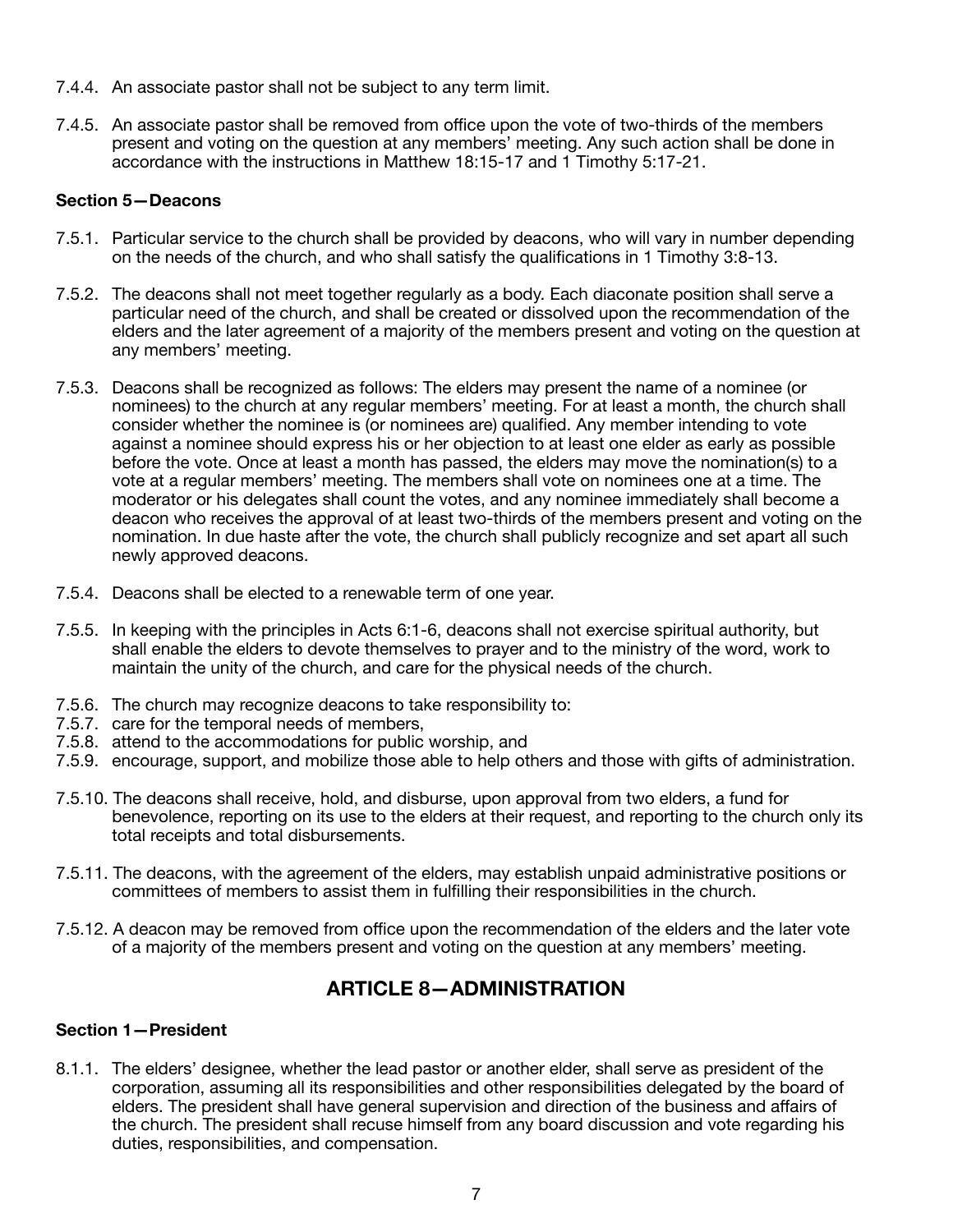7.4.4. An associate pastor shall not be subject to any term limit.

7.4.5. An associate pastor shall be removed from office upon the vote of two-thirds of the members present and voting on the question at any members' meeting. Any such action shall be done in accordance with the instructions in Matthew 18:15-17 and 1 Timothy 5:17-21.

**Section 5—Deacons**

7.5.1. Particular service to the church shall be provided by deacons, who will vary in number depending on the needs of the church, and who shall satisfy the qualifications in 1 Timothy 3:8-13.

7.5.2. The deacons shall not meet together regularly as a body. Each diaconate position shall serve a particular need of the church, and shall be created or dissolved upon the recommendation of the elders and the later agreement of a majority of the members present and voting on the question at any members' meeting.

7.5.3. Deacons shall be recognized as follows: The elders may present the name of a nominee (or nominees) to the church at any regular members' meeting. For at least a month, the church shall consider whether the nominee is (or nominees are) qualified. Any member intending to vote against a nominee should express his or her objection to at least one elder as early as possible before the vote. Once at least a month has passed, the elders may move the nomination(s) to a vote at a regular members' meeting. The members shall vote on nominees one at a time. The moderator or his delegates shall count the votes, and any nominee immediately shall become a deacon who receives the approval of at least two-thirds of the members present and voting on the nomination. In due haste after the vote, the church shall publicly recognize and set apart all such newly approved deacons.

7.5.4. Deacons shall be elected to a renewable term of one year.

7.5.5. In keeping with the principles in Acts 6:1-6, deacons shall not exercise spiritual authority, but shall enable the elders to devote themselves to prayer and to the ministry of the word, work to maintain the unity of the church, and care for the physical needs of the church.

7.5.6. The church may recognize deacons to take responsibility to:
7.5.7. care for the temporal needs of members,
7.5.8. attend to the accommodations for public worship, and
7.5.9. encourage, support, and mobilize those able to help others and those with gifts of administration.

7.5.10. The deacons shall receive, hold, and disburse, upon approval from two elders, a fund for benevolence, reporting on its use to the elders at their request, and reporting to the church only its total receipts and total disbursements.

7.5.11. The deacons, with the agreement of the elders, may establish unpaid administrative positions or committees of members to assist them in fulfilling their responsibilities in the church.

7.5.12. A deacon may be removed from office upon the recommendation of the elders and the later vote of a majority of the members present and voting on the question at any members' meeting.

## ARTICLE 8—ADMINISTRATION

**Section 1—President**

8.1.1. The elders' designee, whether the lead pastor or another elder, shall serve as president of the corporation, assuming all its responsibilities and other responsibilities delegated by the board of elders. The president shall have general supervision and direction of the business and affairs of the church. The president shall recuse himself from any board discussion and vote regarding his duties, responsibilities, and compensation.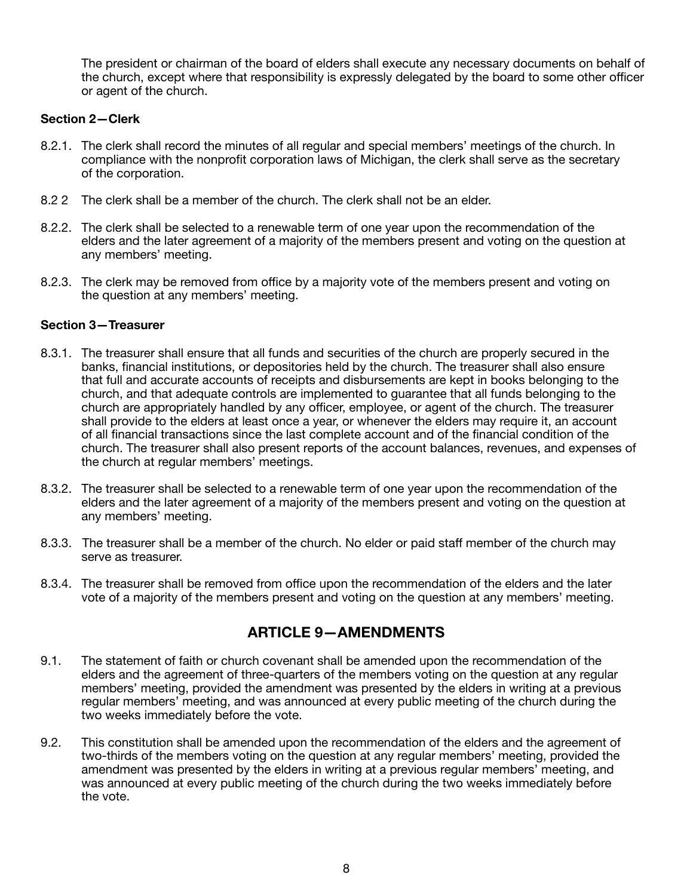The president or chairman of the board of elders shall execute any necessary documents on behalf of the church, except where that responsibility is expressly delegated by the board to some other officer or agent of the church.

### Section 2—Clerk

8.2.1. The clerk shall record the minutes of all regular and special members' meetings of the church. In compliance with the nonprofit corporation laws of Michigan, the clerk shall serve as the secretary of the corporation.

8.2 2 The clerk shall be a member of the church. The clerk shall not be an elder.

8.2.2. The clerk shall be selected to a renewable term of one year upon the recommendation of the elders and the later agreement of a majority of the members present and voting on the question at any members' meeting.

8.2.3. The clerk may be removed from office by a majority vote of the members present and voting on the question at any members' meeting.

### Section 3—Treasurer

8.3.1. The treasurer shall ensure that all funds and securities of the church are properly secured in the banks, financial institutions, or depositories held by the church. The treasurer shall also ensure that full and accurate accounts of receipts and disbursements are kept in books belonging to the church, and that adequate controls are implemented to guarantee that all funds belonging to the church are appropriately handled by any officer, employee, or agent of the church. The treasurer shall provide to the elders at least once a year, or whenever the elders may require it, an account of all financial transactions since the last complete account and of the financial condition of the church. The treasurer shall also present reports of the account balances, revenues, and expenses of the church at regular members' meetings.

8.3.2. The treasurer shall be selected to a renewable term of one year upon the recommendation of the elders and the later agreement of a majority of the members present and voting on the question at any members' meeting.

8.3.3. The treasurer shall be a member of the church. No elder or paid staff member of the church may serve as treasurer.

8.3.4. The treasurer shall be removed from office upon the recommendation of the elders and the later vote of a majority of the members present and voting on the question at any members' meeting.

## ARTICLE 9—AMENDMENTS

9.1. The statement of faith or church covenant shall be amended upon the recommendation of the elders and the agreement of three-quarters of the members voting on the question at any regular members' meeting, provided the amendment was presented by the elders in writing at a previous regular members' meeting, and was announced at every public meeting of the church during the two weeks immediately before the vote.

9.2. This constitution shall be amended upon the recommendation of the elders and the agreement of two-thirds of the members voting on the question at any regular members' meeting, provided the amendment was presented by the elders in writing at a previous regular members' meeting, and was announced at every public meeting of the church during the two weeks immediately before the vote.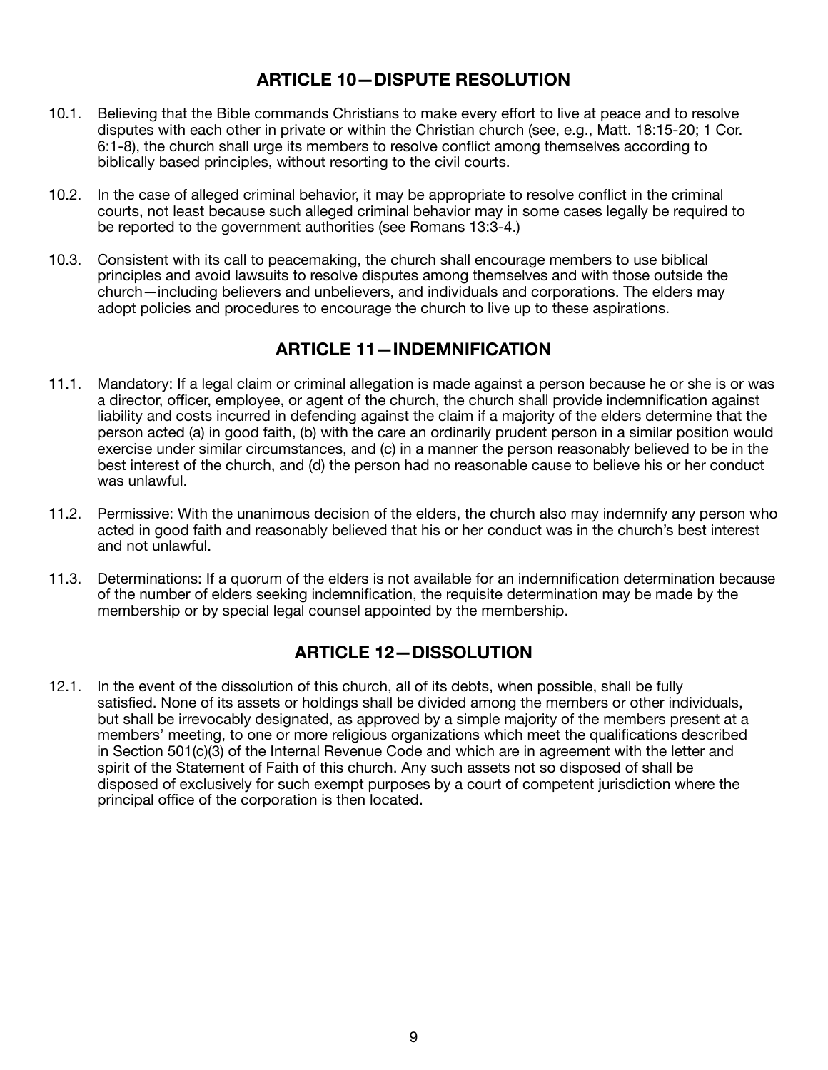## ARTICLE 10—DISPUTE RESOLUTION

10.1. Believing that the Bible commands Christians to make every effort to live at peace and to resolve disputes with each other in private or within the Christian church (see, e.g., Matt. 18:15-20; 1 Cor. 6:1-8), the church shall urge its members to resolve conflict among themselves according to biblically based principles, without resorting to the civil courts.

10.2. In the case of alleged criminal behavior, it may be appropriate to resolve conflict in the criminal courts, not least because such alleged criminal behavior may in some cases legally be required to be reported to the government authorities (see Romans 13:3-4.)

10.3. Consistent with its call to peacemaking, the church shall encourage members to use biblical principles and avoid lawsuits to resolve disputes among themselves and with those outside the church—including believers and unbelievers, and individuals and corporations. The elders may adopt policies and procedures to encourage the church to live up to these aspirations.

## ARTICLE 11—INDEMNIFICATION

11.1. Mandatory: If a legal claim or criminal allegation is made against a person because he or she is or was a director, officer, employee, or agent of the church, the church shall provide indemnification against liability and costs incurred in defending against the claim if a majority of the elders determine that the person acted (a) in good faith, (b) with the care an ordinarily prudent person in a similar position would exercise under similar circumstances, and (c) in a manner the person reasonably believed to be in the best interest of the church, and (d) the person had no reasonable cause to believe his or her conduct was unlawful.

11.2. Permissive: With the unanimous decision of the elders, the church also may indemnify any person who acted in good faith and reasonably believed that his or her conduct was in the church's best interest and not unlawful.

11.3. Determinations: If a quorum of the elders is not available for an indemnification determination because of the number of elders seeking indemnification, the requisite determination may be made by the membership or by special legal counsel appointed by the membership.

## ARTICLE 12—DISSOLUTION

12.1. In the event of the dissolution of this church, all of its debts, when possible, shall be fully satisfied. None of its assets or holdings shall be divided among the members or other individuals, but shall be irrevocably designated, as approved by a simple majority of the members present at a members' meeting, to one or more religious organizations which meet the qualifications described in Section 501(c)(3) of the Internal Revenue Code and which are in agreement with the letter and spirit of the Statement of Faith of this church. Any such assets not so disposed of shall be disposed of exclusively for such exempt purposes by a court of competent jurisdiction where the principal office of the corporation is then located.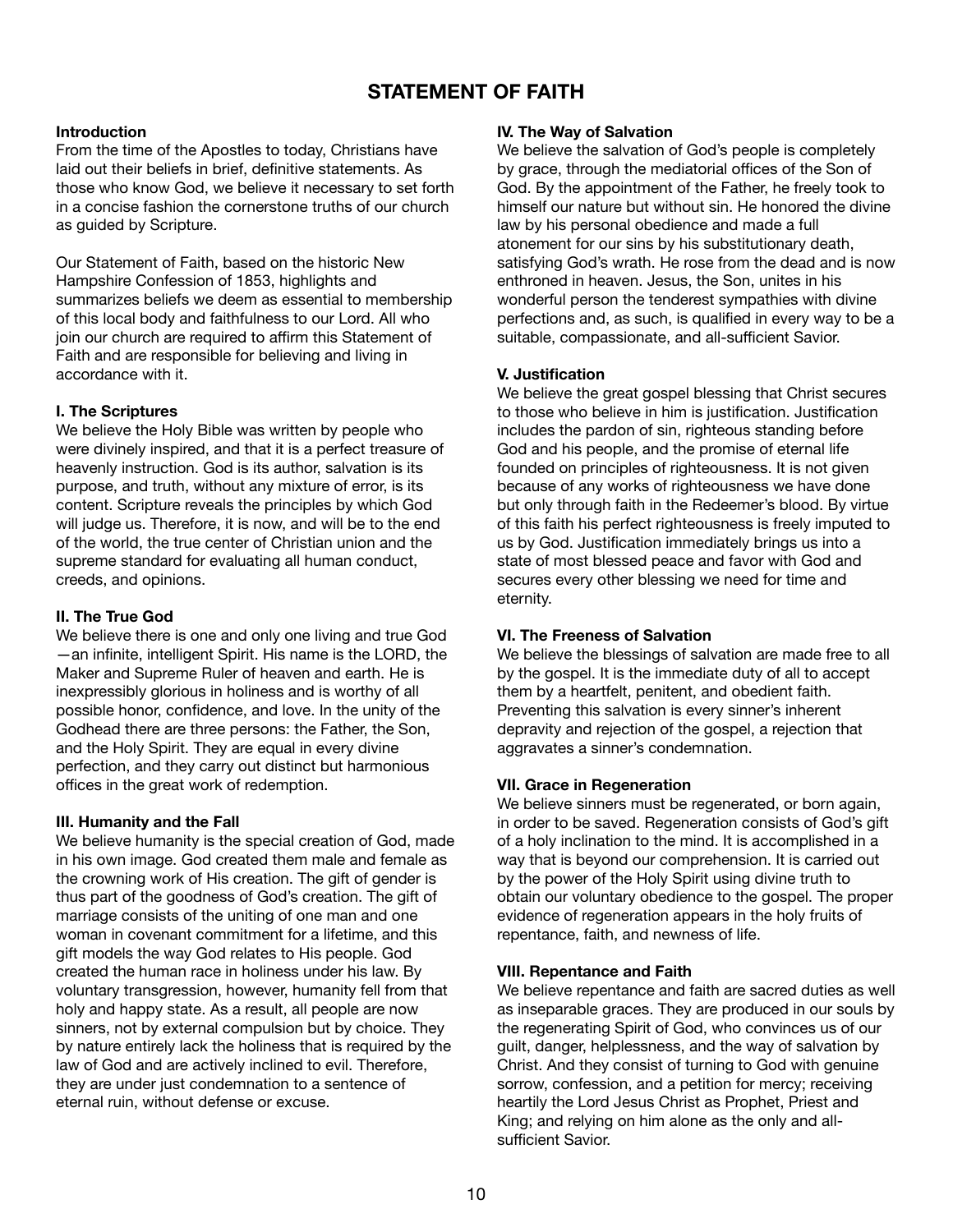# STATEMENT OF FAITH

**Introduction**

From the time of the Apostles to today, Christians have laid out their beliefs in brief, definitive statements. As those who know God, we believe it necessary to set forth in a concise fashion the cornerstone truths of our church as guided by Scripture.

Our Statement of Faith, based on the historic New Hampshire Confession of 1853, highlights and summarizes beliefs we deem as essential to membership of this local body and faithfulness to our Lord. All who join our church are required to affirm this Statement of Faith and are responsible for believing and living in accordance with it.

**I. The Scriptures**

We believe the Holy Bible was written by people who were divinely inspired, and that it is a perfect treasure of heavenly instruction. God is its author, salvation is its purpose, and truth, without any mixture of error, is its content. Scripture reveals the principles by which God will judge us. Therefore, it is now, and will be to the end of the world, the true center of Christian union and the supreme standard for evaluating all human conduct, creeds, and opinions.

**II. The True God**

We believe there is one and only one living and true God —an infinite, intelligent Spirit. His name is the LORD, the Maker and Supreme Ruler of heaven and earth. He is inexpressibly glorious in holiness and is worthy of all possible honor, confidence, and love. In the unity of the Godhead there are three persons: the Father, the Son, and the Holy Spirit. They are equal in every divine perfection, and they carry out distinct but harmonious offices in the great work of redemption.

**III. Humanity and the Fall**

We believe humanity is the special creation of God, made in his own image. God created them male and female as the crowning work of His creation. The gift of gender is thus part of the goodness of God's creation. The gift of marriage consists of the uniting of one man and one woman in covenant commitment for a lifetime, and this gift models the way God relates to His people. God created the human race in holiness under his law. By voluntary transgression, however, humanity fell from that holy and happy state. As a result, all people are now sinners, not by external compulsion but by choice. They by nature entirely lack the holiness that is required by the law of God and are actively inclined to evil. Therefore, they are under just condemnation to a sentence of eternal ruin, without defense or excuse.

**IV. The Way of Salvation**

We believe the salvation of God's people is completely by grace, through the mediatorial offices of the Son of God. By the appointment of the Father, he freely took to himself our nature but without sin. He honored the divine law by his personal obedience and made a full atonement for our sins by his substitutionary death, satisfying God's wrath. He rose from the dead and is now enthroned in heaven. Jesus, the Son, unites in his wonderful person the tenderest sympathies with divine perfections and, as such, is qualified in every way to be a suitable, compassionate, and all-sufficient Savior.

**V. Justification**

We believe the great gospel blessing that Christ secures to those who believe in him is justification. Justification includes the pardon of sin, righteous standing before God and his people, and the promise of eternal life founded on principles of righteousness. It is not given because of any works of righteousness we have done but only through faith in the Redeemer's blood. By virtue of this faith his perfect righteousness is freely imputed to us by God. Justification immediately brings us into a state of most blessed peace and favor with God and secures every other blessing we need for time and eternity.

**VI. The Freeness of Salvation**

We believe the blessings of salvation are made free to all by the gospel. It is the immediate duty of all to accept them by a heartfelt, penitent, and obedient faith. Preventing this salvation is every sinner's inherent depravity and rejection of the gospel, a rejection that aggravates a sinner's condemnation.

**VII. Grace in Regeneration**

We believe sinners must be regenerated, or born again, in order to be saved. Regeneration consists of God's gift of a holy inclination to the mind. It is accomplished in a way that is beyond our comprehension. It is carried out by the power of the Holy Spirit using divine truth to obtain our voluntary obedience to the gospel. The proper evidence of regeneration appears in the holy fruits of repentance, faith, and newness of life.

**VIII. Repentance and Faith**

We believe repentance and faith are sacred duties as well as inseparable graces. They are produced in our souls by the regenerating Spirit of God, who convinces us of our guilt, danger, helplessness, and the way of salvation by Christ. And they consist of turning to God with genuine sorrow, confession, and a petition for mercy; receiving heartily the Lord Jesus Christ as Prophet, Priest and King; and relying on him alone as the only and all-sufficient Savior.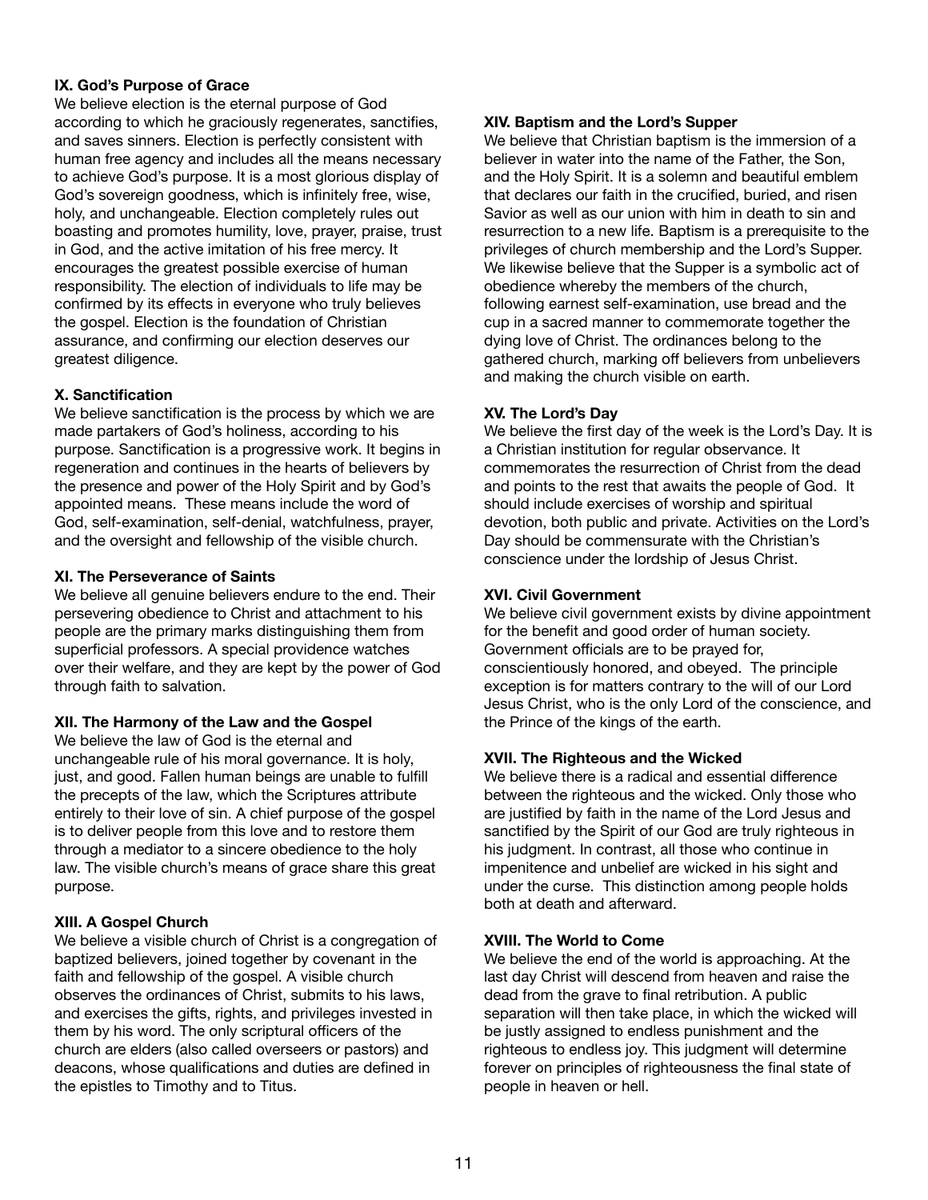**IX. God's Purpose of Grace**

We believe election is the eternal purpose of God according to which he graciously regenerates, sanctifies, and saves sinners. Election is perfectly consistent with human free agency and includes all the means necessary to achieve God's purpose. It is a most glorious display of God's sovereign goodness, which is infinitely free, wise, holy, and unchangeable. Election completely rules out boasting and promotes humility, love, prayer, praise, trust in God, and the active imitation of his free mercy. It encourages the greatest possible exercise of human responsibility. The election of individuals to life may be confirmed by its effects in everyone who truly believes the gospel. Election is the foundation of Christian assurance, and confirming our election deserves our greatest diligence.

**X. Sanctification**

We believe sanctification is the process by which we are made partakers of God's holiness, according to his purpose. Sanctification is a progressive work. It begins in regeneration and continues in the hearts of believers by the presence and power of the Holy Spirit and by God's appointed means. These means include the word of God, self-examination, self-denial, watchfulness, prayer, and the oversight and fellowship of the visible church.

**XI. The Perseverance of Saints**

We believe all genuine believers endure to the end. Their persevering obedience to Christ and attachment to his people are the primary marks distinguishing them from superficial professors. A special providence watches over their welfare, and they are kept by the power of God through faith to salvation.

**XII. The Harmony of the Law and the Gospel**

We believe the law of God is the eternal and unchangeable rule of his moral governance. It is holy, just, and good. Fallen human beings are unable to fulfill the precepts of the law, which the Scriptures attribute entirely to their love of sin. A chief purpose of the gospel is to deliver people from this love and to restore them through a mediator to a sincere obedience to the holy law. The visible church's means of grace share this great purpose.

**XIII. A Gospel Church**

We believe a visible church of Christ is a congregation of baptized believers, joined together by covenant in the faith and fellowship of the gospel. A visible church observes the ordinances of Christ, submits to his laws, and exercises the gifts, rights, and privileges invested in them by his word. The only scriptural officers of the church are elders (also called overseers or pastors) and deacons, whose qualifications and duties are defined in the epistles to Timothy and to Titus.

**XIV. Baptism and the Lord's Supper**

We believe that Christian baptism is the immersion of a believer in water into the name of the Father, the Son, and the Holy Spirit. It is a solemn and beautiful emblem that declares our faith in the crucified, buried, and risen Savior as well as our union with him in death to sin and resurrection to a new life. Baptism is a prerequisite to the privileges of church membership and the Lord's Supper. We likewise believe that the Supper is a symbolic act of obedience whereby the members of the church, following earnest self-examination, use bread and the cup in a sacred manner to commemorate together the dying love of Christ. The ordinances belong to the gathered church, marking off believers from unbelievers and making the church visible on earth.

**XV. The Lord's Day**

We believe the first day of the week is the Lord's Day. It is a Christian institution for regular observance. It commemorates the resurrection of Christ from the dead and points to the rest that awaits the people of God. It should include exercises of worship and spiritual devotion, both public and private. Activities on the Lord's Day should be commensurate with the Christian's conscience under the lordship of Jesus Christ.

**XVI. Civil Government**

We believe civil government exists by divine appointment for the benefit and good order of human society. Government officials are to be prayed for, conscientiously honored, and obeyed. The principle exception is for matters contrary to the will of our Lord Jesus Christ, who is the only Lord of the conscience, and the Prince of the kings of the earth.

**XVII. The Righteous and the Wicked**

We believe there is a radical and essential difference between the righteous and the wicked. Only those who are justified by faith in the name of the Lord Jesus and sanctified by the Spirit of our God are truly righteous in his judgment. In contrast, all those who continue in impenitence and unbelief are wicked in his sight and under the curse. This distinction among people holds both at death and afterward.

**XVIII. The World to Come**

We believe the end of the world is approaching. At the last day Christ will descend from heaven and raise the dead from the grave to final retribution. A public separation will then take place, in which the wicked will be justly assigned to endless punishment and the righteous to endless joy. This judgment will determine forever on principles of righteousness the final state of people in heaven or hell.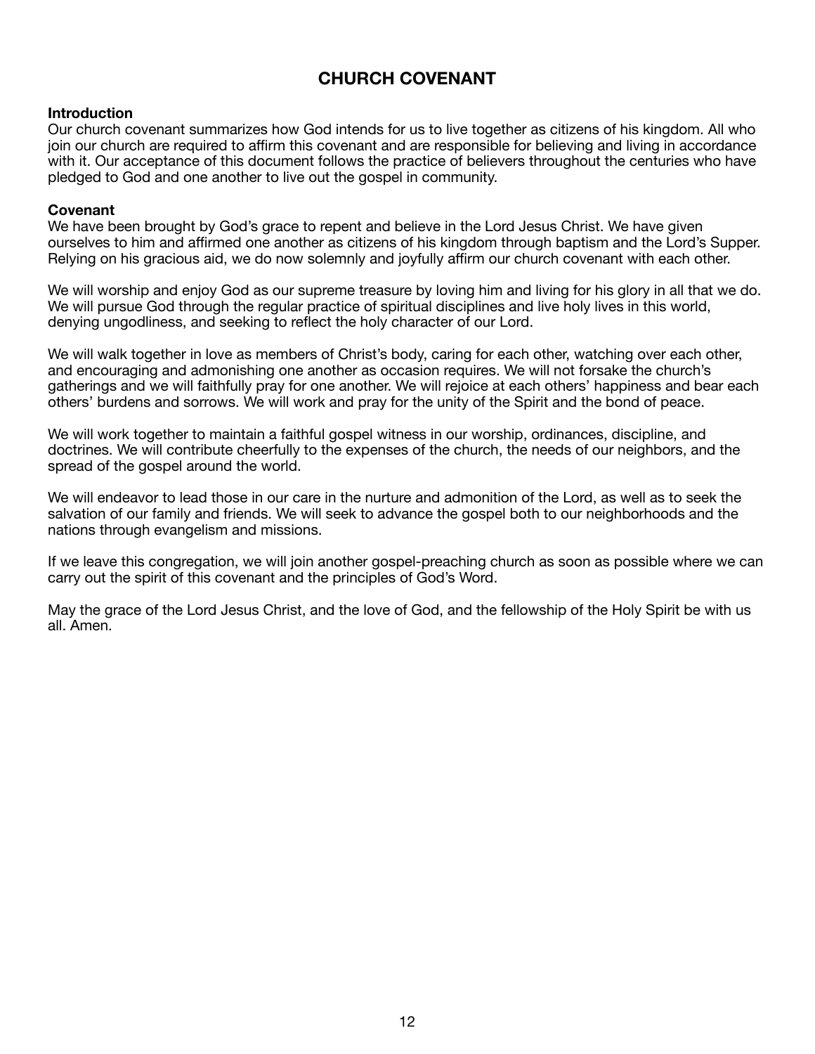# CHURCH COVENANT

**Introduction**

Our church covenant summarizes how God intends for us to live together as citizens of his kingdom. All who join our church are required to affirm this covenant and are responsible for believing and living in accordance with it. Our acceptance of this document follows the practice of believers throughout the centuries who have pledged to God and one another to live out the gospel in community.

**Covenant**

We have been brought by God's grace to repent and believe in the Lord Jesus Christ. We have given ourselves to him and affirmed one another as citizens of his kingdom through baptism and the Lord's Supper. Relying on his gracious aid, we do now solemnly and joyfully affirm our church covenant with each other.

We will worship and enjoy God as our supreme treasure by loving him and living for his glory in all that we do. We will pursue God through the regular practice of spiritual disciplines and live holy lives in this world, denying ungodliness, and seeking to reflect the holy character of our Lord.

We will walk together in love as members of Christ's body, caring for each other, watching over each other, and encouraging and admonishing one another as occasion requires. We will not forsake the church's gatherings and we will faithfully pray for one another. We will rejoice at each others' happiness and bear each others' burdens and sorrows. We will work and pray for the unity of the Spirit and the bond of peace.

We will work together to maintain a faithful gospel witness in our worship, ordinances, discipline, and doctrines. We will contribute cheerfully to the expenses of the church, the needs of our neighbors, and the spread of the gospel around the world.

We will endeavor to lead those in our care in the nurture and admonition of the Lord, as well as to seek the salvation of our family and friends. We will seek to advance the gospel both to our neighborhoods and the nations through evangelism and missions.

If we leave this congregation, we will join another gospel-preaching church as soon as possible where we can carry out the spirit of this covenant and the principles of God's Word.

May the grace of the Lord Jesus Christ, and the love of God, and the fellowship of the Holy Spirit be with us all. Amen.